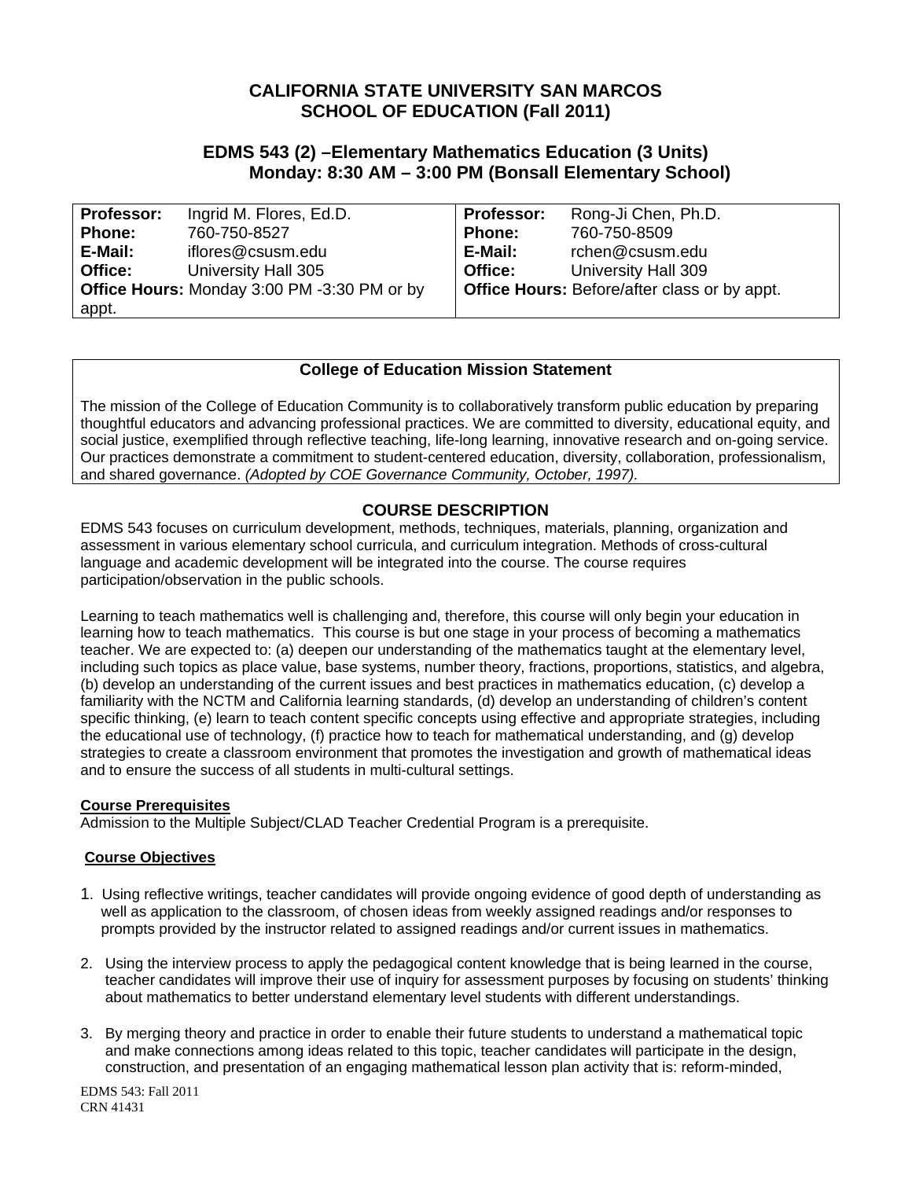# CALIFORNIA STATE UNIVERSITY SAN MARCOS
# SCHOOL OF EDUCATION (Fall 2011)

## EDMS 543 (2) –Elementary Mathematics Education (3 Units)
## Monday: 8:30 AM – 3:00 PM (Bonsall Elementary School)

| | | | |
|---|---|---|---|
| **Professor:** | Ingrid M. Flores, Ed.D. | **Professor:** | Rong-Ji Chen, Ph.D. |
| **Phone:** | 760-750-8527 | **Phone:** | 760-750-8509 |
| **E-Mail:** | iflores@csusm.edu | **E-Mail:** | rchen@csusm.edu |
| **Office:** | University Hall 305 | **Office:** | University Hall 309 |
| **Office Hours:** Monday 3:00 PM -3:30 PM or by appt. | | **Office Hours:** Before/after class or by appt. | |

**College of Education Mission Statement**

The mission of the College of Education Community is to collaboratively transform public education by preparing thoughtful educators and advancing professional practices. We are committed to diversity, educational equity, and social justice, exemplified through reflective teaching, life-long learning, innovative research and on-going service. Our practices demonstrate a commitment to student-centered education, diversity, collaboration, professionalism, and shared governance. *(Adopted by COE Governance Community, October, 1997).*

## COURSE DESCRIPTION

EDMS 543 focuses on curriculum development, methods, techniques, materials, planning, organization and assessment in various elementary school curricula, and curriculum integration. Methods of cross-cultural language and academic development will be integrated into the course. The course requires participation/observation in the public schools.

Learning to teach mathematics well is challenging and, therefore, this course will only begin your education in learning how to teach mathematics. This course is but one stage in your process of becoming a mathematics teacher. We are expected to: (a) deepen our understanding of the mathematics taught at the elementary level, including such topics as place value, base systems, number theory, fractions, proportions, statistics, and algebra, (b) develop an understanding of the current issues and best practices in mathematics education, (c) develop a familiarity with the NCTM and California learning standards, (d) develop an understanding of children's content specific thinking, (e) learn to teach content specific concepts using effective and appropriate strategies, including the educational use of technology, (f) practice how to teach for mathematical understanding, and (g) develop strategies to create a classroom environment that promotes the investigation and growth of mathematical ideas and to ensure the success of all students in multi-cultural settings.

**Course Prerequisites**

Admission to the Multiple Subject/CLAD Teacher Credential Program is a prerequisite.

**Course Objectives**

1. Using reflective writings, teacher candidates will provide ongoing evidence of good depth of understanding as well as application to the classroom, of chosen ideas from weekly assigned readings and/or responses to prompts provided by the instructor related to assigned readings and/or current issues in mathematics.
2. Using the interview process to apply the pedagogical content knowledge that is being learned in the course, teacher candidates will improve their use of inquiry for assessment purposes by focusing on students' thinking about mathematics to better understand elementary level students with different understandings.
3. By merging theory and practice in order to enable their future students to understand a mathematical topic and make connections among ideas related to this topic, teacher candidates will participate in the design, construction, and presentation of an engaging mathematical lesson plan activity that is: reform-minded,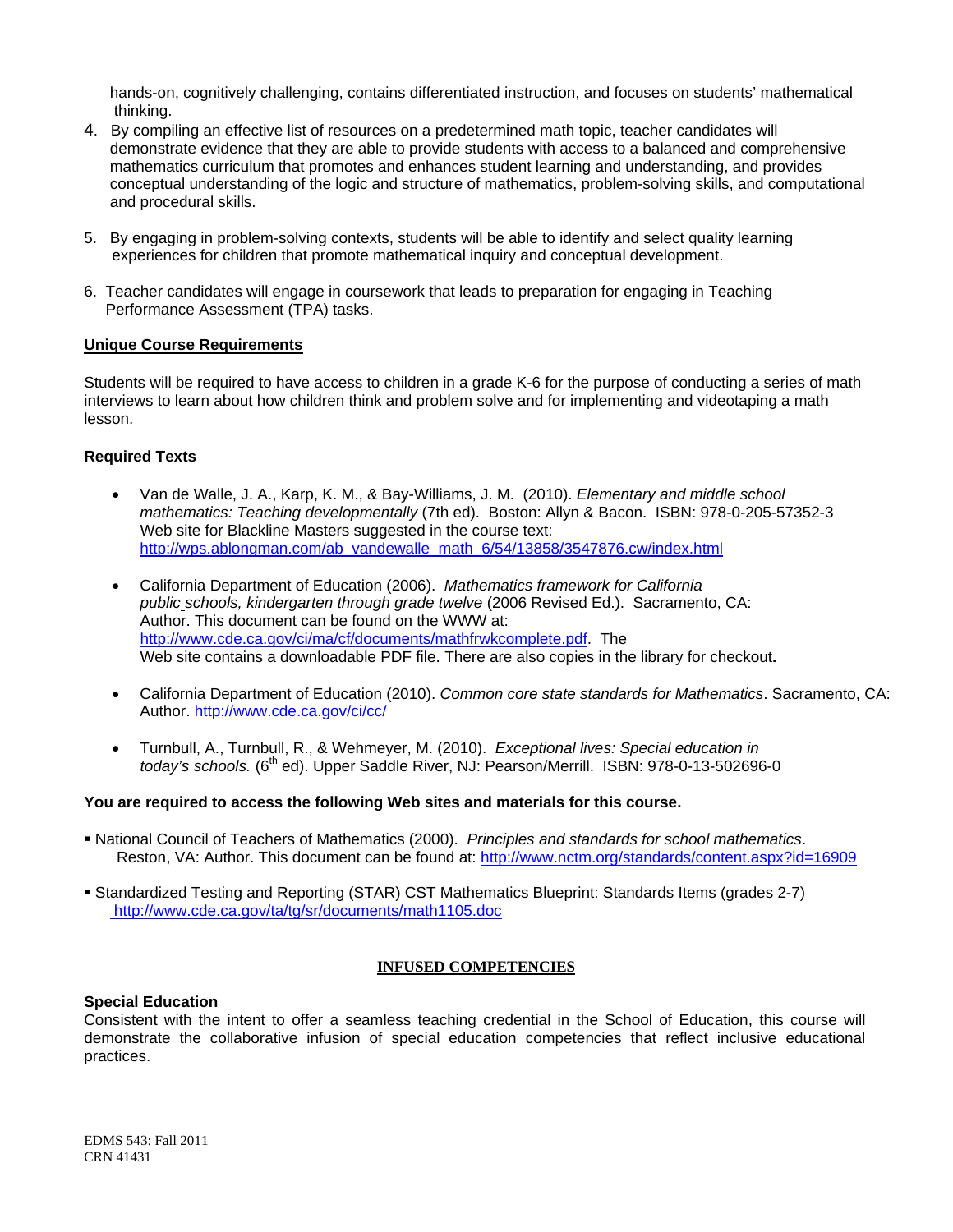hands-on, cognitively challenging, contains differentiated instruction, and focuses on students' mathematical thinking.

4. By compiling an effective list of resources on a predetermined math topic, teacher candidates will demonstrate evidence that they are able to provide students with access to a balanced and comprehensive mathematics curriculum that promotes and enhances student learning and understanding, and provides conceptual understanding of the logic and structure of mathematics, problem-solving skills, and computational and procedural skills.

5. By engaging in problem-solving contexts, students will be able to identify and select quality learning experiences for children that promote mathematical inquiry and conceptual development.

6. Teacher candidates will engage in coursework that leads to preparation for engaging in Teaching Performance Assessment (TPA) tasks.

**Unique Course Requirements**

Students will be required to have access to children in a grade K-6 for the purpose of conducting a series of math interviews to learn about how children think and problem solve and for implementing and videotaping a math lesson.

**Required Texts**

- Van de Walle, J. A., Karp, K. M., & Bay-Williams, J. M. (2010). *Elementary and middle school mathematics: Teaching developmentally* (7th ed). Boston: Allyn & Bacon. ISBN: 978-0-205-57352-3 Web site for Blackline Masters suggested in the course text: http://wps.ablongman.com/ab_vandewalle_math_6/54/13858/3547876.cw/index.html

- California Department of Education (2006). *Mathematics framework for California public schools, kindergarten through grade twelve* (2006 Revised Ed.). Sacramento, CA: Author. This document can be found on the WWW at: http://www.cde.ca.gov/ci/ma/cf/documents/mathfrwkcomplete.pdf. The Web site contains a downloadable PDF file. There are also copies in the library for checkout.

- California Department of Education (2010). *Common core state standards for Mathematics*. Sacramento, CA: Author. http://www.cde.ca.gov/ci/cc/

- Turnbull, A., Turnbull, R., & Wehmeyer, M. (2010). *Exceptional lives: Special education in today's schools.* (6th ed). Upper Saddle River, NJ: Pearson/Merrill. ISBN: 978-0-13-502696-0

**You are required to access the following Web sites and materials for this course.**

- National Council of Teachers of Mathematics (2000). *Principles and standards for school mathematics*. Reston, VA: Author. This document can be found at: http://www.nctm.org/standards/content.aspx?id=16909

- Standardized Testing and Reporting (STAR) CST Mathematics Blueprint: Standards Items (grades 2-7) http://www.cde.ca.gov/ta/tg/sr/documents/math1105.doc

## INFUSED COMPETENCIES

**Special Education**

Consistent with the intent to offer a seamless teaching credential in the School of Education, this course will demonstrate the collaborative infusion of special education competencies that reflect inclusive educational practices.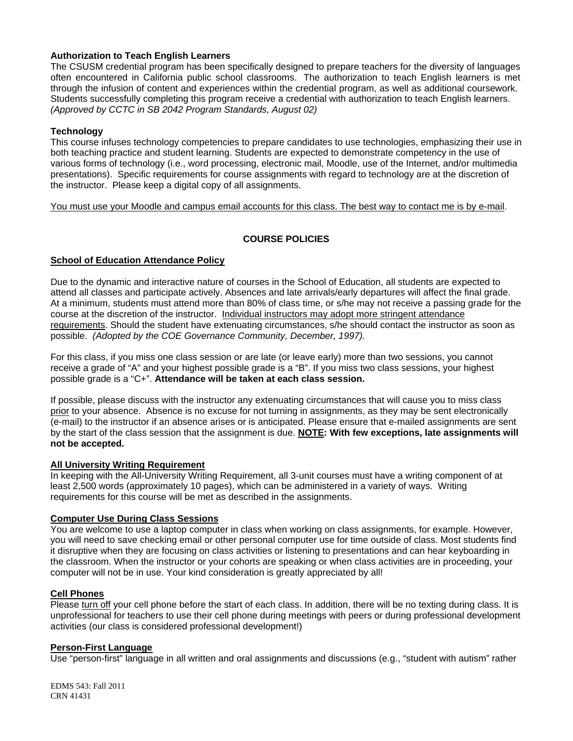**Authorization to Teach English Learners**

The CSUSM credential program has been specifically designed to prepare teachers for the diversity of languages often encountered in California public school classrooms. The authorization to teach English learners is met through the infusion of content and experiences within the credential program, as well as additional coursework. Students successfully completing this program receive a credential with authorization to teach English learners. *(Approved by CCTC in SB 2042 Program Standards, August 02)*

**Technology**

This course infuses technology competencies to prepare candidates to use technologies, emphasizing their use in both teaching practice and student learning. Students are expected to demonstrate competency in the use of various forms of technology (i.e., word processing, electronic mail, Moodle, use of the Internet, and/or multimedia presentations). Specific requirements for course assignments with regard to technology are at the discretion of the instructor. Please keep a digital copy of all assignments.

<u>You must use your Moodle and campus email accounts for this class. The best way to contact me is by e-mail</u>.

## COURSE POLICIES

**<u>School of Education Attendance Policy</u>**

Due to the dynamic and interactive nature of courses in the School of Education, all students are expected to attend all classes and participate actively. Absences and late arrivals/early departures will affect the final grade. At a minimum, students must attend more than 80% of class time, or s/he may not receive a passing grade for the course at the discretion of the instructor. <u>Individual instructors may adopt more stringent attendance requirements</u>. Should the student have extenuating circumstances, s/he should contact the instructor as soon as possible. *(Adopted by the COE Governance Community, December, 1997).*

For this class, if you miss one class session or are late (or leave early) more than two sessions, you cannot receive a grade of "A" and your highest possible grade is a "B". If you miss two class sessions, your highest possible grade is a "C+". **Attendance will be taken at each class session.**

If possible, please discuss with the instructor any extenuating circumstances that will cause you to miss class <u>prior</u> to your absence. Absence is no excuse for not turning in assignments, as they may be sent electronically (e-mail) to the instructor if an absence arises or is anticipated. Please ensure that e-mailed assignments are sent by the start of the class session that the assignment is due. **<u>NOTE</u>: With few exceptions, late assignments will not be accepted.**

**<u>All University Writing Requirement</u>**

In keeping with the All-University Writing Requirement, all 3-unit courses must have a writing component of at least 2,500 words (approximately 10 pages), which can be administered in a variety of ways. Writing requirements for this course will be met as described in the assignments.

**<u>Computer Use During Class Sessions</u>**

You are welcome to use a laptop computer in class when working on class assignments, for example. However, you will need to save checking email or other personal computer use for time outside of class. Most students find it disruptive when they are focusing on class activities or listening to presentations and can hear keyboarding in the classroom. When the instructor or your cohorts are speaking or when class activities are in proceeding, your computer will not be in use. Your kind consideration is greatly appreciated by all!

**<u>Cell Phones</u>**

Please <u>turn off</u> your cell phone before the start of each class. In addition, there will be no texting during class. It is unprofessional for teachers to use their cell phone during meetings with peers or during professional development activities (our class is considered professional development!)

**<u>Person-First Language</u>**

Use "person-first" language in all written and oral assignments and discussions (e.g., "student with autism" rather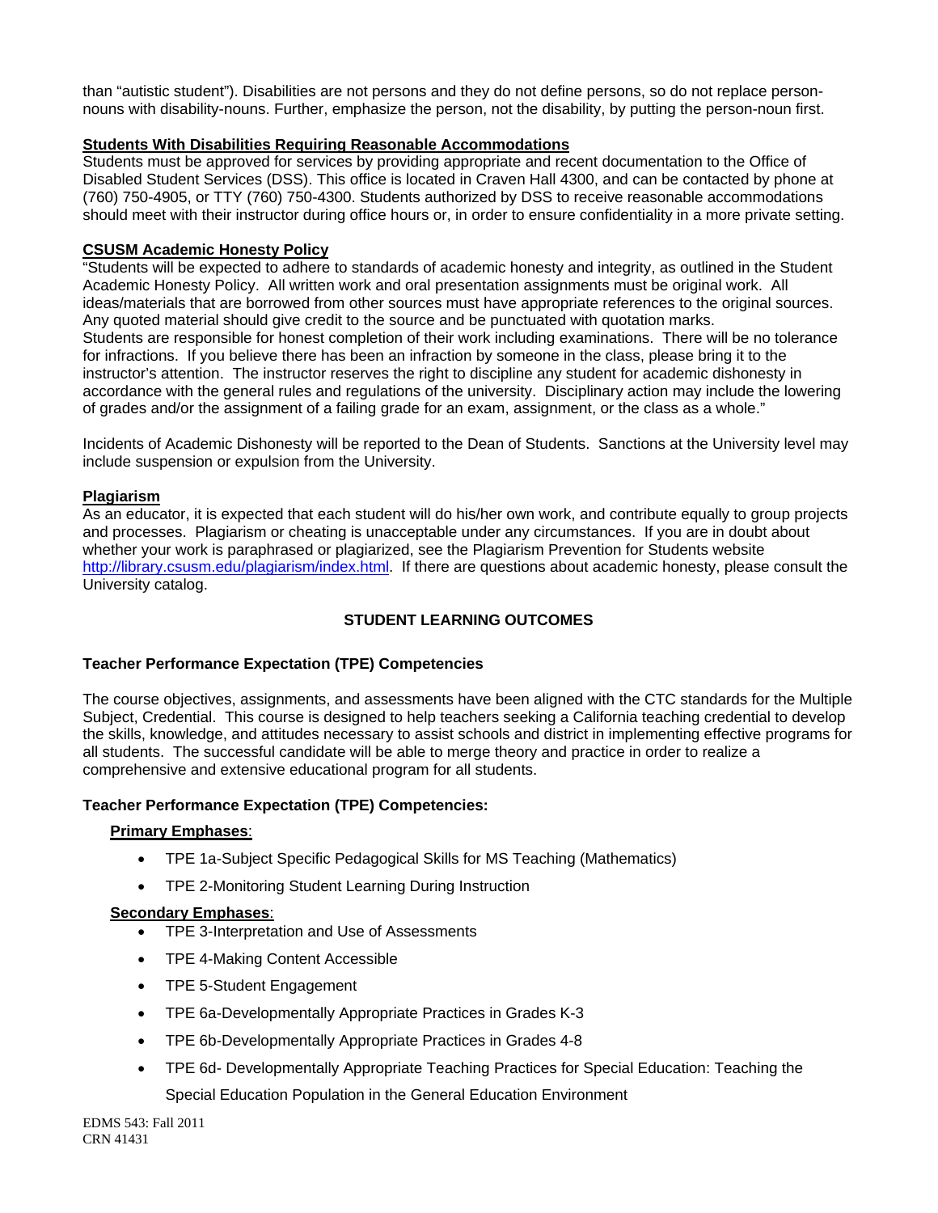than "autistic student"). Disabilities are not persons and they do not define persons, so do not replace person-nouns with disability-nouns. Further, emphasize the person, not the disability, by putting the person-noun first.

**Students With Disabilities Requiring Reasonable Accommodations**

Students must be approved for services by providing appropriate and recent documentation to the Office of Disabled Student Services (DSS). This office is located in Craven Hall 4300, and can be contacted by phone at (760) 750-4905, or TTY (760) 750-4300. Students authorized by DSS to receive reasonable accommodations should meet with their instructor during office hours or, in order to ensure confidentiality in a more private setting.

**CSUSM Academic Honesty Policy**

"Students will be expected to adhere to standards of academic honesty and integrity, as outlined in the Student Academic Honesty Policy. All written work and oral presentation assignments must be original work. All ideas/materials that are borrowed from other sources must have appropriate references to the original sources. Any quoted material should give credit to the source and be punctuated with quotation marks.
Students are responsible for honest completion of their work including examinations. There will be no tolerance for infractions. If you believe there has been an infraction by someone in the class, please bring it to the instructor's attention. The instructor reserves the right to discipline any student for academic dishonesty in accordance with the general rules and regulations of the university. Disciplinary action may include the lowering of grades and/or the assignment of a failing grade for an exam, assignment, or the class as a whole."

Incidents of Academic Dishonesty will be reported to the Dean of Students. Sanctions at the University level may include suspension or expulsion from the University.

**Plagiarism**

As an educator, it is expected that each student will do his/her own work, and contribute equally to group projects and processes. Plagiarism or cheating is unacceptable under any circumstances. If you are in doubt about whether your work is paraphrased or plagiarized, see the Plagiarism Prevention for Students website http://library.csusm.edu/plagiarism/index.html. If there are questions about academic honesty, please consult the University catalog.

## STUDENT LEARNING OUTCOMES

### Teacher Performance Expectation (TPE) Competencies

The course objectives, assignments, and assessments have been aligned with the CTC standards for the Multiple Subject, Credential. This course is designed to help teachers seeking a California teaching credential to develop the skills, knowledge, and attitudes necessary to assist schools and district in implementing effective programs for all students. The successful candidate will be able to merge theory and practice in order to realize a comprehensive and extensive educational program for all students.

### Teacher Performance Expectation (TPE) Competencies:

**Primary Emphases**:

- TPE 1a-Subject Specific Pedagogical Skills for MS Teaching (Mathematics)
- TPE 2-Monitoring Student Learning During Instruction

**Secondary Emphases**:

- TPE 3-Interpretation and Use of Assessments
- TPE 4-Making Content Accessible
- TPE 5-Student Engagement
- TPE 6a-Developmentally Appropriate Practices in Grades K-3
- TPE 6b-Developmentally Appropriate Practices in Grades 4-8
- TPE 6d- Developmentally Appropriate Teaching Practices for Special Education: Teaching the Special Education Population in the General Education Environment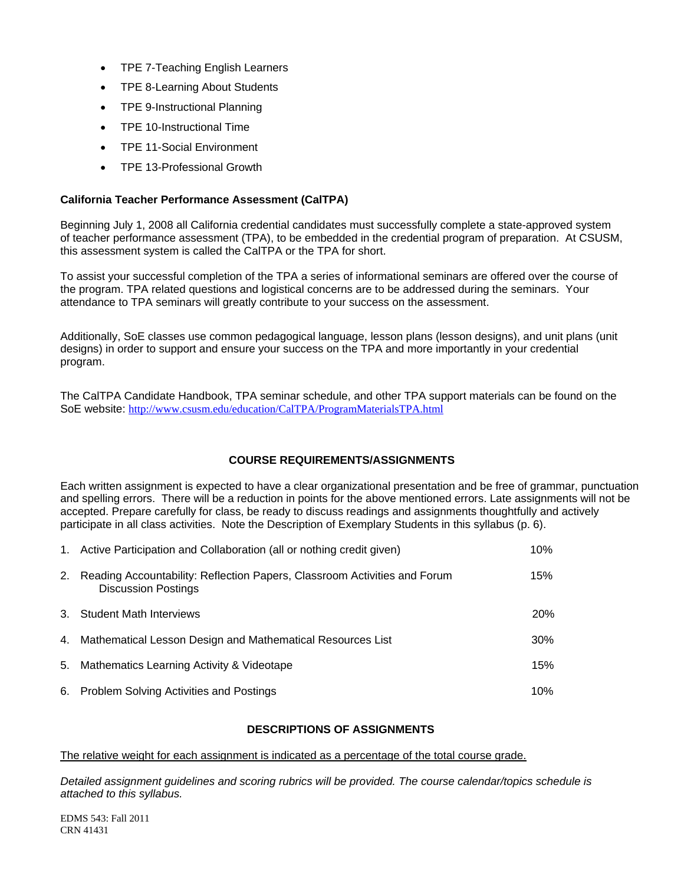- TPE 7-Teaching English Learners
- TPE 8-Learning About Students
- TPE 9-Instructional Planning
- TPE 10-Instructional Time
- TPE 11-Social Environment
- TPE 13-Professional Growth

**California Teacher Performance Assessment (CalTPA)**

Beginning July 1, 2008 all California credential candidates must successfully complete a state-approved system of teacher performance assessment (TPA), to be embedded in the credential program of preparation. At CSUSM, this assessment system is called the CalTPA or the TPA for short.

To assist your successful completion of the TPA a series of informational seminars are offered over the course of the program. TPA related questions and logistical concerns are to be addressed during the seminars. Your attendance to TPA seminars will greatly contribute to your success on the assessment.

Additionally, SoE classes use common pedagogical language, lesson plans (lesson designs), and unit plans (unit designs) in order to support and ensure your success on the TPA and more importantly in your credential program.

The CalTPA Candidate Handbook, TPA seminar schedule, and other TPA support materials can be found on the SoE website: http://www.csusm.edu/education/CalTPA/ProgramMaterialsTPA.html

## COURSE REQUIREMENTS/ASSIGNMENTS

Each written assignment is expected to have a clear organizational presentation and be free of grammar, punctuation and spelling errors. There will be a reduction in points for the above mentioned errors. Late assignments will not be accepted. Prepare carefully for class, be ready to discuss readings and assignments thoughtfully and actively participate in all class activities. Note the Description of Exemplary Students in this syllabus (p. 6).

| | Assignment | Weight |
|---|---|---|
| 1. | Active Participation and Collaboration (all or nothing credit given) | 10% |
| 2. | Reading Accountability: Reflection Papers, Classroom Activities and Forum Discussion Postings | 15% |
| 3. | Student Math Interviews | 20% |
| 4. | Mathematical Lesson Design and Mathematical Resources List | 30% |
| 5. | Mathematics Learning Activity & Videotape | 15% |
| 6. | Problem Solving Activities and Postings | 10% |

## DESCRIPTIONS OF ASSIGNMENTS

The relative weight for each assignment is indicated as a percentage of the total course grade.

*Detailed assignment guidelines and scoring rubrics will be provided. The course calendar/topics schedule is attached to this syllabus.*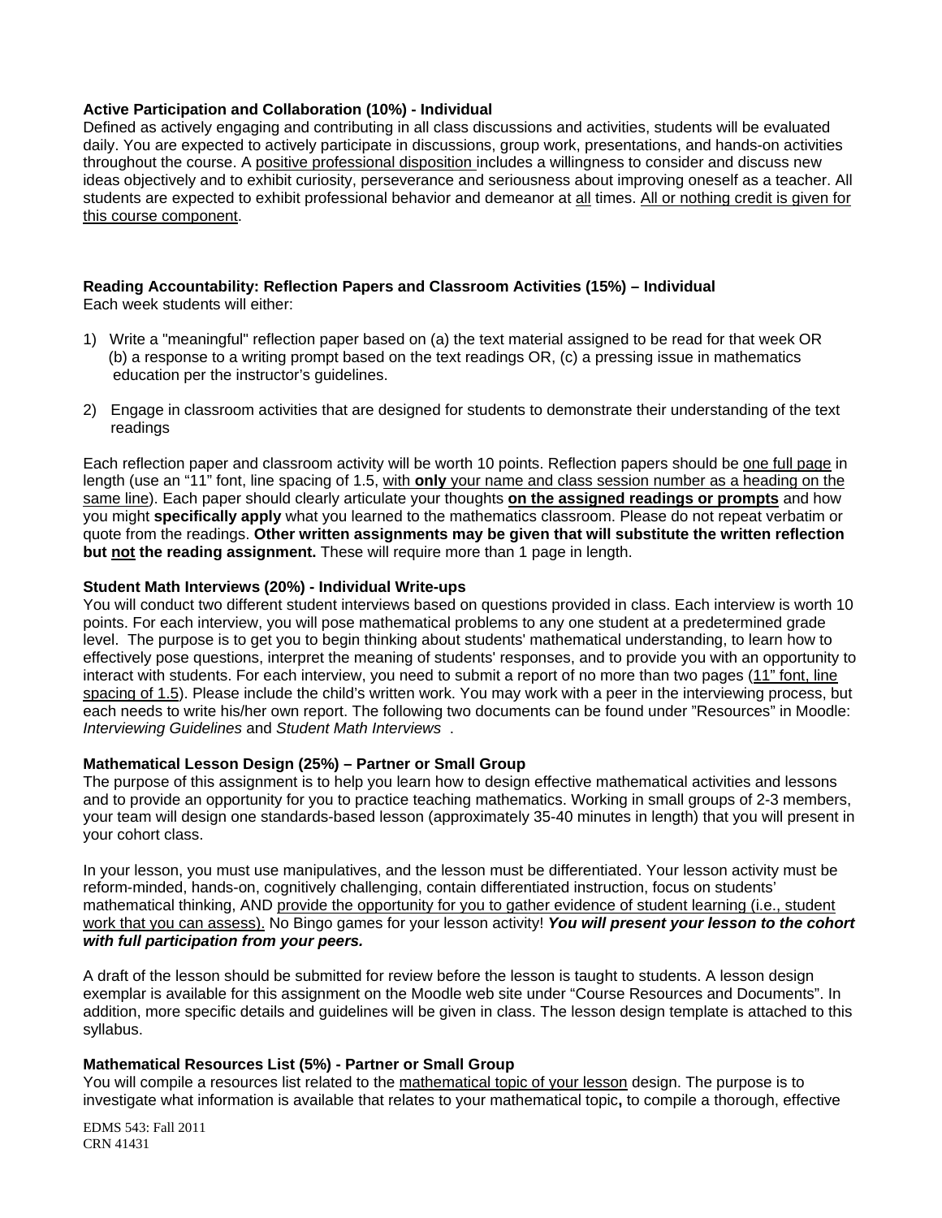**Active Participation and Collaboration (10%) - Individual**

Defined as actively engaging and contributing in all class discussions and activities, students will be evaluated daily. You are expected to actively participate in discussions, group work, presentations, and hands-on activities throughout the course. A positive professional disposition includes a willingness to consider and discuss new ideas objectively and to exhibit curiosity, perseverance and seriousness about improving oneself as a teacher. All students are expected to exhibit professional behavior and demeanor at all times. All or nothing credit is given for this course component.

**Reading Accountability: Reflection Papers and Classroom Activities (15%) – Individual**

Each week students will either:

1) Write a "meaningful" reflection paper based on (a) the text material assigned to be read for that week OR (b) a response to a writing prompt based on the text readings OR, (c) a pressing issue in mathematics education per the instructor's guidelines.

2) Engage in classroom activities that are designed for students to demonstrate their understanding of the text readings

Each reflection paper and classroom activity will be worth 10 points. Reflection papers should be one full page in length (use an "11" font, line spacing of 1.5, with **only** your name and class session number as a heading on the same line). Each paper should clearly articulate your thoughts **on the assigned readings or prompts** and how you might **specifically apply** what you learned to the mathematics classroom. Please do not repeat verbatim or quote from the readings. **Other written assignments may be given that will substitute the written reflection but not the reading assignment.** These will require more than 1 page in length.

**Student Math Interviews (20%) - Individual Write-ups**

You will conduct two different student interviews based on questions provided in class. Each interview is worth 10 points. For each interview, you will pose mathematical problems to any one student at a predetermined grade level. The purpose is to get you to begin thinking about students' mathematical understanding, to learn how to effectively pose questions, interpret the meaning of students' responses, and to provide you with an opportunity to interact with students. For each interview, you need to submit a report of no more than two pages (11" font, line spacing of 1.5). Please include the child's written work. You may work with a peer in the interviewing process, but each needs to write his/her own report. The following two documents can be found under "Resources" in Moodle: *Interviewing Guidelines* and *Student Math Interviews* .

**Mathematical Lesson Design (25%) – Partner or Small Group**

The purpose of this assignment is to help you learn how to design effective mathematical activities and lessons and to provide an opportunity for you to practice teaching mathematics. Working in small groups of 2-3 members, your team will design one standards-based lesson (approximately 35-40 minutes in length) that you will present in your cohort class.

In your lesson, you must use manipulatives, and the lesson must be differentiated. Your lesson activity must be reform-minded, hands-on, cognitively challenging, contain differentiated instruction, focus on students' mathematical thinking, AND provide the opportunity for you to gather evidence of student learning (i.e., student work that you can assess). No Bingo games for your lesson activity! ***You will present your lesson to the cohort with full participation from your peers.***

A draft of the lesson should be submitted for review before the lesson is taught to students. A lesson design exemplar is available for this assignment on the Moodle web site under "Course Resources and Documents". In addition, more specific details and guidelines will be given in class. The lesson design template is attached to this syllabus.

**Mathematical Resources List (5%) - Partner or Small Group**

You will compile a resources list related to the mathematical topic of your lesson design. The purpose is to investigate what information is available that relates to your mathematical topic**,** to compile a thorough, effective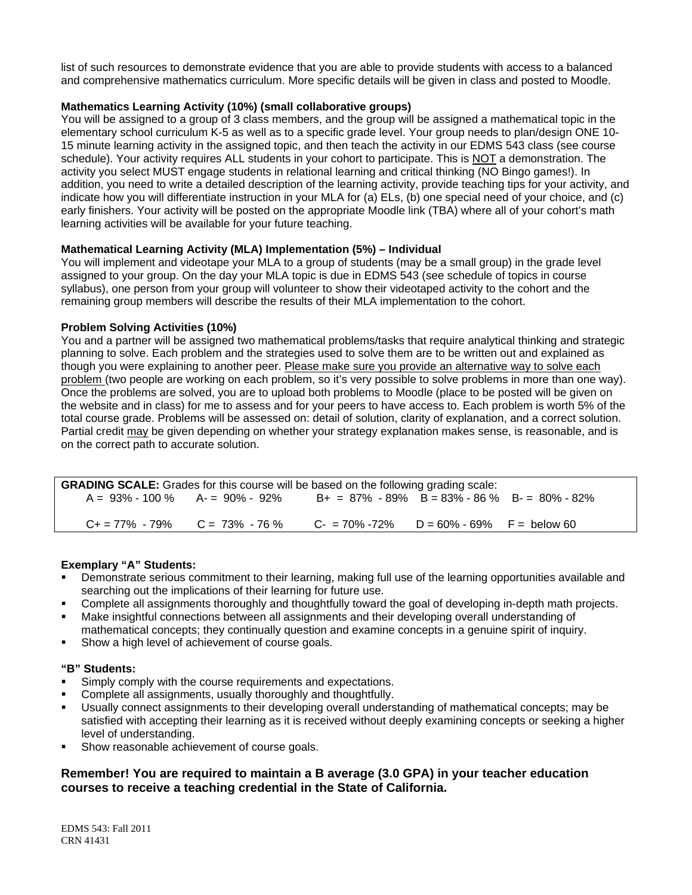list of such resources to demonstrate evidence that you are able to provide students with access to a balanced and comprehensive mathematics curriculum. More specific details will be given in class and posted to Moodle.

**Mathematics Learning Activity (10%) (small collaborative groups)**

You will be assigned to a group of 3 class members, and the group will be assigned a mathematical topic in the elementary school curriculum K-5 as well as to a specific grade level. Your group needs to plan/design ONE 10-15 minute learning activity in the assigned topic, and then teach the activity in our EDMS 543 class (see course schedule). Your activity requires ALL students in your cohort to participate. This is NOT a demonstration. The activity you select MUST engage students in relational learning and critical thinking (NO Bingo games!). In addition, you need to write a detailed description of the learning activity, provide teaching tips for your activity, and indicate how you will differentiate instruction in your MLA for (a) ELs, (b) one special need of your choice, and (c) early finishers. Your activity will be posted on the appropriate Moodle link (TBA) where all of your cohort's math learning activities will be available for your future teaching.

**Mathematical Learning Activity (MLA) Implementation (5%) – Individual**

You will implement and videotape your MLA to a group of students (may be a small group) in the grade level assigned to your group. On the day your MLA topic is due in EDMS 543 (see schedule of topics in course syllabus), one person from your group will volunteer to show their videotaped activity to the cohort and the remaining group members will describe the results of their MLA implementation to the cohort.

**Problem Solving Activities (10%)**

You and a partner will be assigned two mathematical problems/tasks that require analytical thinking and strategic planning to solve. Each problem and the strategies used to solve them are to be written out and explained as though you were explaining to another peer. Please make sure you provide an alternative way to solve each problem (two people are working on each problem, so it's very possible to solve problems in more than one way). Once the problems are solved, you are to upload both problems to Moodle (place to be posted will be given on the website and in class) for me to assess and for your peers to have access to. Each problem is worth 5% of the total course grade. Problems will be assessed on: detail of solution, clarity of explanation, and a correct solution. Partial credit may be given depending on whether your strategy explanation makes sense, is reasonable, and is on the correct path to accurate solution.

**GRADING SCALE:** Grades for this course will be based on the following grading scale:

| | | | | |
|---|---|---|---|---|
| A = 93% - 100 % | A- = 90% - 92% | B+ = 87% - 89% | B = 83% - 86 % | B- = 80% - 82% |
| C+ = 77% - 79% | C = 73% - 76 % | C- = 70% -72% | D = 60% - 69% | F = below 60 |

**Exemplary "A" Students:**

- Demonstrate serious commitment to their learning, making full use of the learning opportunities available and searching out the implications of their learning for future use.
- Complete all assignments thoroughly and thoughtfully toward the goal of developing in-depth math projects.
- Make insightful connections between all assignments and their developing overall understanding of mathematical concepts; they continually question and examine concepts in a genuine spirit of inquiry.
- Show a high level of achievement of course goals.

**"B" Students:**

- Simply comply with the course requirements and expectations.
- Complete all assignments, usually thoroughly and thoughtfully.
- Usually connect assignments to their developing overall understanding of mathematical concepts; may be satisfied with accepting their learning as it is received without deeply examining concepts or seeking a higher level of understanding.
- Show reasonable achievement of course goals.

**Remember! You are required to maintain a B average (3.0 GPA) in your teacher education courses to receive a teaching credential in the State of California.**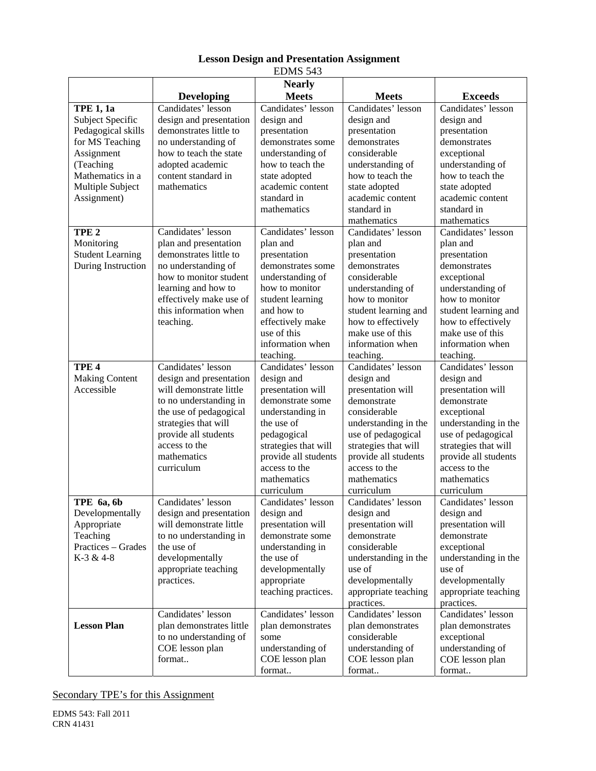**Lesson Design and Presentation Assignment**

EDMS 543

| | Developing | Nearly Meets | Meets | Exceeds |
|---|---|---|---|---|
| **TPE 1, 1a** Subject Specific Pedagogical skills for MS Teaching Assignment (Teaching Mathematics in a Multiple Subject Assignment) | Candidates' lesson design and presentation demonstrates little to no understanding of how to teach the state adopted academic content standard in mathematics | Candidates' lesson design and presentation demonstrates some understanding of how to teach the state adopted academic content standard in mathematics | Candidates' lesson design and presentation demonstrates considerable understanding of how to teach the state adopted academic content standard in mathematics | Candidates' lesson design and presentation demonstrates exceptional understanding of how to teach the state adopted academic content standard in mathematics |
| **TPE 2** Monitoring Student Learning During Instruction | Candidates' lesson plan and presentation demonstrates little to no understanding of how to monitor student learning and how to effectively make use of this information when teaching. | Candidates' lesson plan and presentation demonstrates some understanding of how to monitor student learning and how to effectively make use of this information when teaching. | Candidates' lesson plan and presentation demonstrates considerable understanding of how to monitor student learning and how to effectively make use of this information when teaching. | Candidates' lesson plan and presentation demonstrates exceptional understanding of how to monitor student learning and how to effectively make use of this information when teaching. |
| **TPE 4** Making Content Accessible | Candidates' lesson design and presentation will demonstrate little to no understanding in the use of pedagogical strategies that will provide all students access to the mathematics curriculum | Candidates' lesson design and presentation will demonstrate some understanding in the use of pedagogical strategies that will provide all students access to the mathematics curriculum | Candidates' lesson design and presentation will demonstrate considerable understanding in the use of pedagogical strategies that will provide all students access to the mathematics curriculum | Candidates' lesson design and presentation will demonstrate exceptional understanding in the use of pedagogical strategies that will provide all students access to the mathematics curriculum |
| **TPE 6a, 6b** Developmentally Appropriate Teaching Practices – Grades K-3 & 4-8 | Candidates' lesson design and presentation will demonstrate little to no understanding in the use of developmentally appropriate teaching practices. | Candidates' lesson design and presentation will demonstrate some understanding in the use of developmentally appropriate teaching practices. | Candidates' lesson design and presentation will demonstrate considerable understanding in the use of developmentally appropriate teaching practices. | Candidates' lesson design and presentation will demonstrate exceptional understanding in the use of developmentally appropriate teaching practices. |
| **Lesson Plan** | Candidates' lesson plan demonstrates little to no understanding of COE lesson plan format.. | Candidates' lesson plan demonstrates some understanding of COE lesson plan format.. | Candidates' lesson plan demonstrates considerable understanding of COE lesson plan format.. | Candidates' lesson plan demonstrates exceptional understanding of COE lesson plan format.. |

<u>Secondary TPE's for this Assignment</u>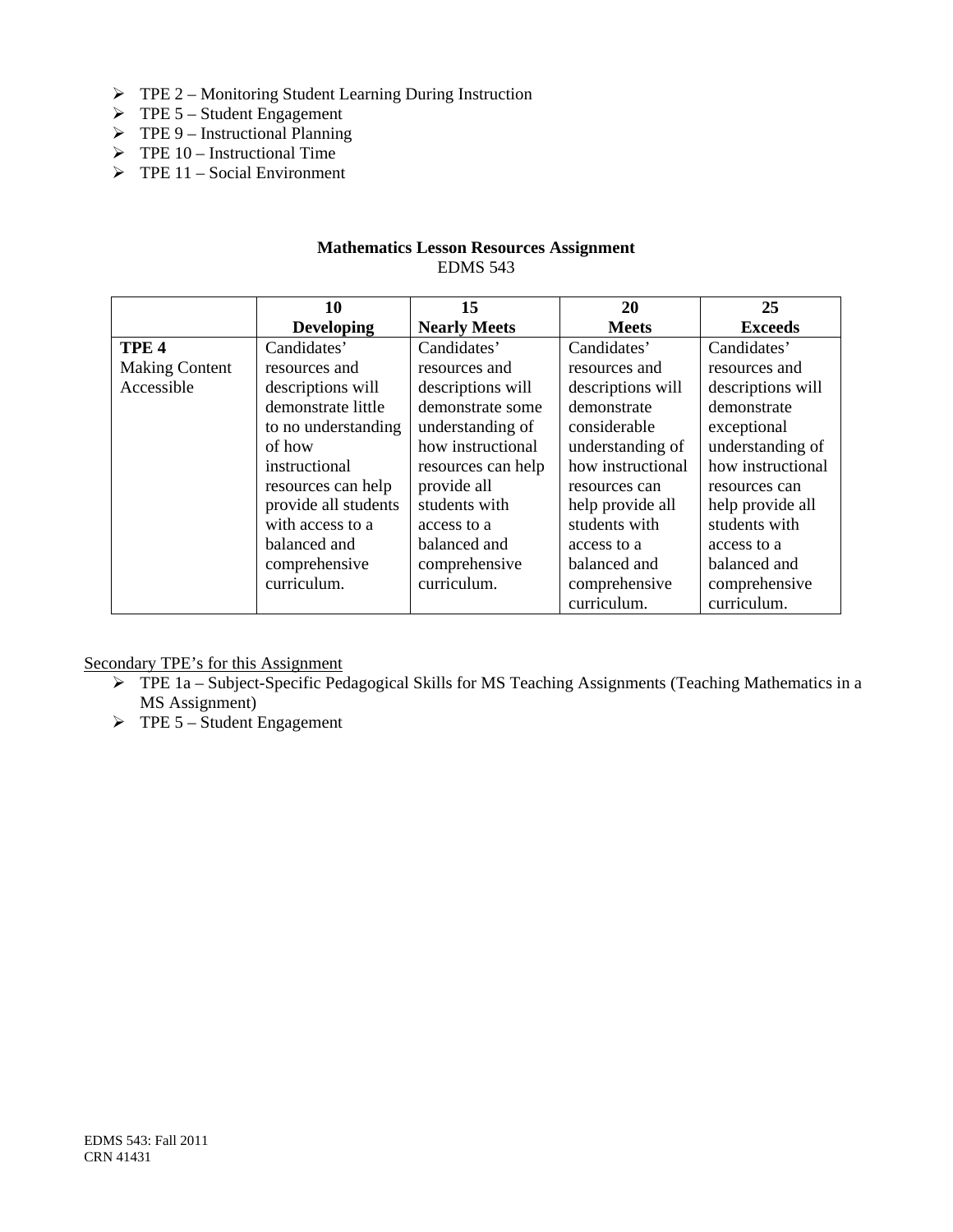- TPE 2 – Monitoring Student Learning During Instruction
- TPE 5 – Student Engagement
- TPE 9 – Instructional Planning
- TPE 10 – Instructional Time
- TPE 11 – Social Environment

**Mathematics Lesson Resources Assignment**
EDMS 543

| | **10 Developing** | **15 Nearly Meets** | **20 Meets** | **25 Exceeds** |
|---|---|---|---|---|
| **TPE 4** Making Content Accessible | Candidates' resources and descriptions will demonstrate little to no understanding of how instructional resources can help provide all students with access to a balanced and comprehensive curriculum. | Candidates' resources and descriptions will demonstrate some understanding of how instructional resources can help provide all students with access to a balanced and comprehensive curriculum. | Candidates' resources and descriptions will demonstrate considerable understanding of how instructional resources can help provide all students with access to a balanced and comprehensive curriculum. | Candidates' resources and descriptions will demonstrate exceptional understanding of how instructional resources can help provide all students with access to a balanced and comprehensive curriculum. |

Secondary TPE's for this Assignment

- TPE 1a – Subject-Specific Pedagogical Skills for MS Teaching Assignments (Teaching Mathematics in a MS Assignment)
- TPE 5 – Student Engagement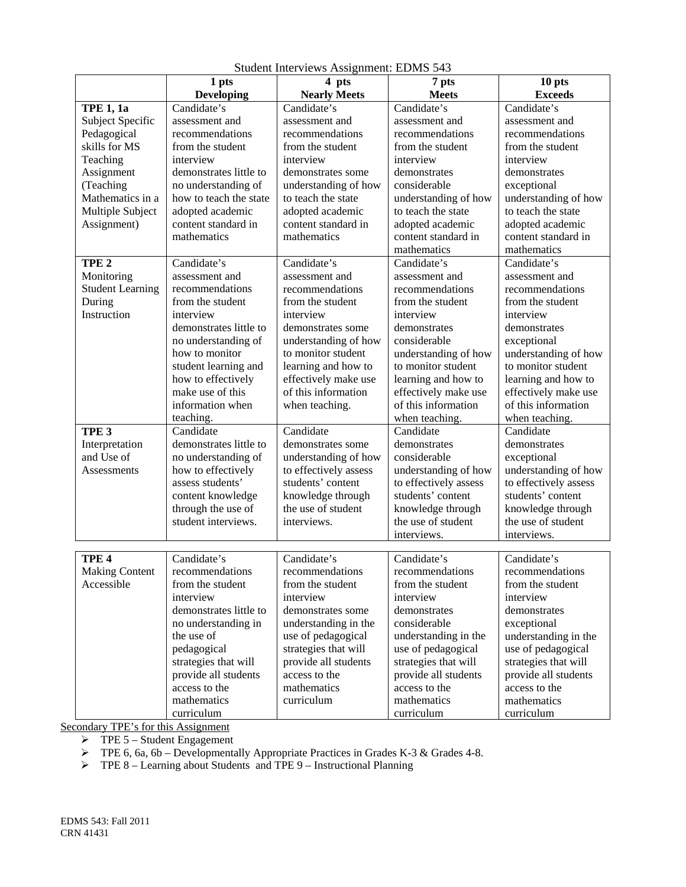Student Interviews Assignment: EDMS 543

| | 1 pts **Developing** | 4 pts **Nearly Meets** | 7 pts **Meets** | 10 pts **Exceeds** |
|---|---|---|---|---|
| **TPE 1, 1a** Subject Specific Pedagogical skills for MS Teaching Assignment (Teaching Mathematics in a Multiple Subject Assignment) | Candidate's assessment and recommendations from the student interview demonstrates little to no understanding of how to teach the state adopted academic content standard in mathematics | Candidate's assessment and recommendations from the student interview demonstrates some understanding of how to teach the state adopted academic content standard in mathematics | Candidate's assessment and recommendations from the student interview demonstrates considerable understanding of how to teach the state adopted academic content standard in mathematics | Candidate's assessment and recommendations from the student interview demonstrates exceptional understanding of how to teach the state adopted academic content standard in mathematics |
| **TPE 2** Monitoring Student Learning During Instruction | Candidate's assessment and recommendations from the student interview demonstrates little to no understanding of how to monitor student learning and how to effectively make use of this information when teaching. | Candidate's assessment and recommendations from the student interview demonstrates some understanding of how to monitor student learning and how to effectively make use of this information when teaching. | Candidate's assessment and recommendations from the student interview demonstrates considerable understanding of how to monitor student learning and how to effectively make use of this information when teaching. | Candidate's assessment and recommendations from the student interview demonstrates exceptional understanding of how to monitor student learning and how to effectively make use of this information when teaching. |
| **TPE 3** Interpretation and Use of Assessments | Candidate demonstrates little to no understanding of how to effectively assess students' content knowledge through the use of student interviews. | Candidate demonstrates some understanding of how to effectively assess students' content knowledge through the use of student interviews. | Candidate demonstrates considerable understanding of how to effectively assess students' content knowledge through the use of student interviews. | Candidate demonstrates exceptional understanding of how to effectively assess students' content knowledge through the use of student interviews. |
| **TPE 4** Making Content Accessible | Candidate's recommendations from the student interview demonstrates little to no understanding in the use of pedagogical strategies that will provide all students access to the mathematics curriculum | Candidate's recommendations from the student interview demonstrates some understanding in the use of pedagogical strategies that will provide all students access to the mathematics curriculum | Candidate's recommendations from the student interview demonstrates considerable understanding in the use of pedagogical strategies that will provide all students access to the mathematics curriculum | Candidate's recommendations from the student interview demonstrates exceptional understanding in the use of pedagogical strategies that will provide all students access to the mathematics curriculum |

Secondary TPE's for this Assignment

- TPE 5 – Student Engagement
- TPE 6, 6a, 6b – Developmentally Appropriate Practices in Grades K-3 & Grades 4-8.
- TPE 8 – Learning about Students and TPE 9 – Instructional Planning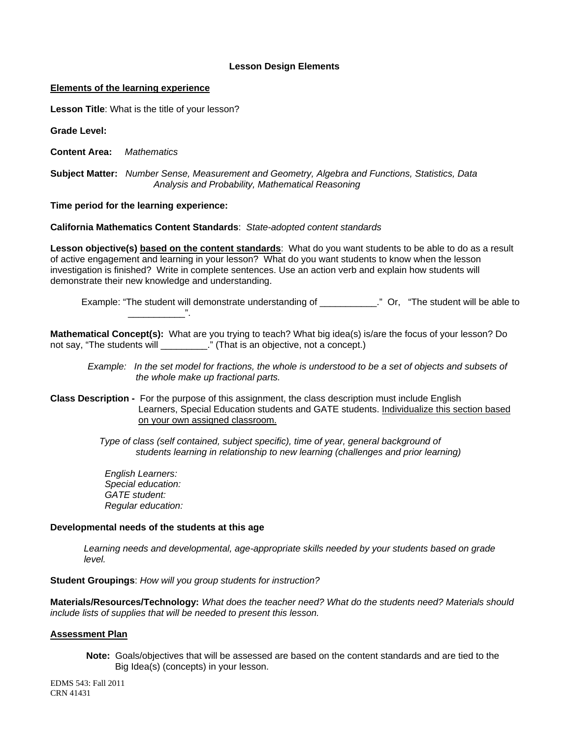### Lesson Design Elements

**Elements of the learning experience**

**Lesson Title**: What is the title of your lesson?

**Grade Level:**

**Content Area:** *Mathematics*

**Subject Matter:** *Number Sense, Measurement and Geometry, Algebra and Functions, Statistics, Data Analysis and Probability, Mathematical Reasoning*

**Time period for the learning experience:**

**California Mathematics Content Standards**: *State-adopted content standards*

**Lesson objective(s) based on the content standards**: What do you want students to be able to do as a result of active engagement and learning in your lesson? What do you want students to know when the lesson investigation is finished? Write in complete sentences. Use an action verb and explain how students will demonstrate their new knowledge and understanding.

> Example: "The student will demonstrate understanding of ___________." Or, "The student will be able to ___________".

**Mathematical Concept(s):** What are you trying to teach? What big idea(s) is/are the focus of your lesson? Do not say, "The students will _________." (That is an objective, not a concept.)

> *Example: In the set model for fractions, the whole is understood to be a set of objects and subsets of the whole make up fractional parts.*

**Class Description -** For the purpose of this assignment, the class description must include English Learners, Special Education students and GATE students. Individualize this section based on your own assigned classroom.

> *Type of class (self contained, subject specific), time of year, general background of students learning in relationship to new learning (challenges and prior learning)*
>
> *English Learners:*
> *Special education:*
> *GATE student:*
> *Regular education:*

**Developmental needs of the students at this age**

> *Learning needs and developmental, age-appropriate skills needed by your students based on grade level.*

**Student Groupings**: *How will you group students for instruction?*

**Materials/Resources/Technology:** *What does the teacher need? What do the students need? Materials should include lists of supplies that will be needed to present this lesson.*

**Assessment Plan**

> **Note:** Goals/objectives that will be assessed are based on the content standards and are tied to the Big Idea(s) (concepts) in your lesson.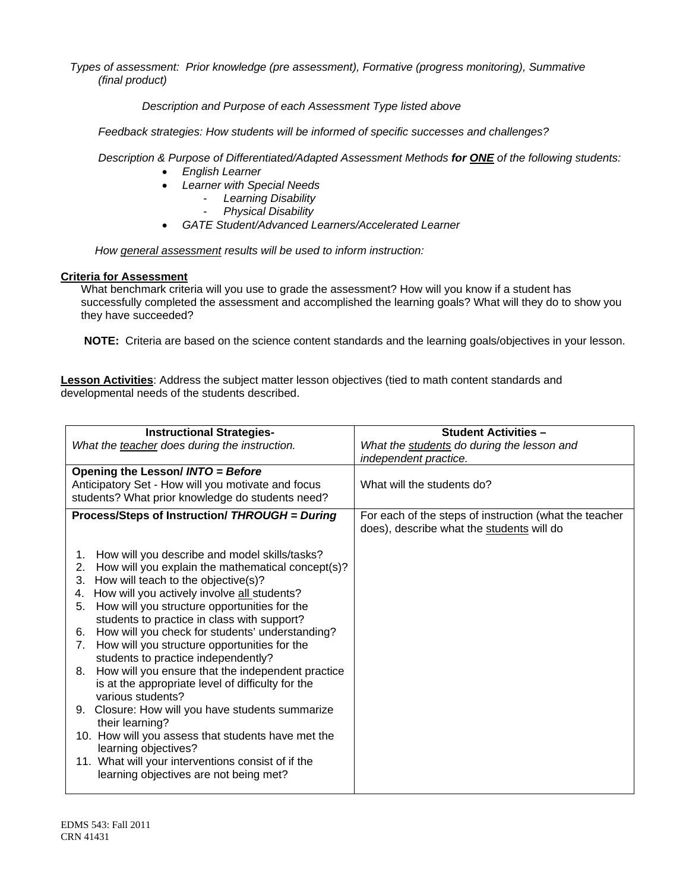*Types of assessment: Prior knowledge (pre assessment), Formative (progress monitoring), Summative (final product)*

*Description and Purpose of each Assessment Type listed above*

*Feedback strategies: How students will be informed of specific successes and challenges?*

*Description & Purpose of Differentiated/Adapted Assessment Methods **for <u>ONE</u>** of the following students:*

- *English Learner*
- *Learner with Special Needs*
  - *Learning Disability*
  - *Physical Disability*
- *GATE Student/Advanced Learners/Accelerated Learner*

*How <u>general assessment</u> results will be used to inform instruction:*

**<u>Criteria for Assessment</u>**

What benchmark criteria will you use to grade the assessment? How will you know if a student has successfully completed the assessment and accomplished the learning goals? What will they do to show you they have succeeded?

**NOTE:** Criteria are based on the science content standards and the learning goals/objectives in your lesson.

**<u>Lesson Activities</u>**: Address the subject matter lesson objectives (tied to math content standards and developmental needs of the students described.

| **Instructional Strategies-** *What the <u>teacher</u> does during the instruction.* | **Student Activities –** *What the <u>students</u> do during the lesson and independent practice.* |
|---|---|
| **Opening the Lesson/ *INTO = Before*** Anticipatory Set - How will you motivate and focus students? What prior knowledge do students need? | What will the students do? |
| **Process/Steps of Instruction/ *THROUGH = During*** <br><br> 1. How will you describe and model skills/tasks? <br> 2. How will you explain the mathematical concept(s)? <br> 3. How will teach to the objective(s)? <br> 4. How will you actively involve <u>all</u> students? <br> 5. How will you structure opportunities for the students to practice in class with support? <br> 6. How will you check for students' understanding? <br> 7. How will you structure opportunities for the students to practice independently? <br> 8. How will you ensure that the independent practice is at the appropriate level of difficulty for the various students? <br> 9. Closure: How will you have students summarize their learning? <br> 10. How will you assess that students have met the learning objectives? <br> 11. What will your interventions consist of if the learning objectives are not being met? | For each of the steps of instruction (what the teacher does), describe what the <u>students</u> will do |

EDMS 543: Fall 2011
CRN 41431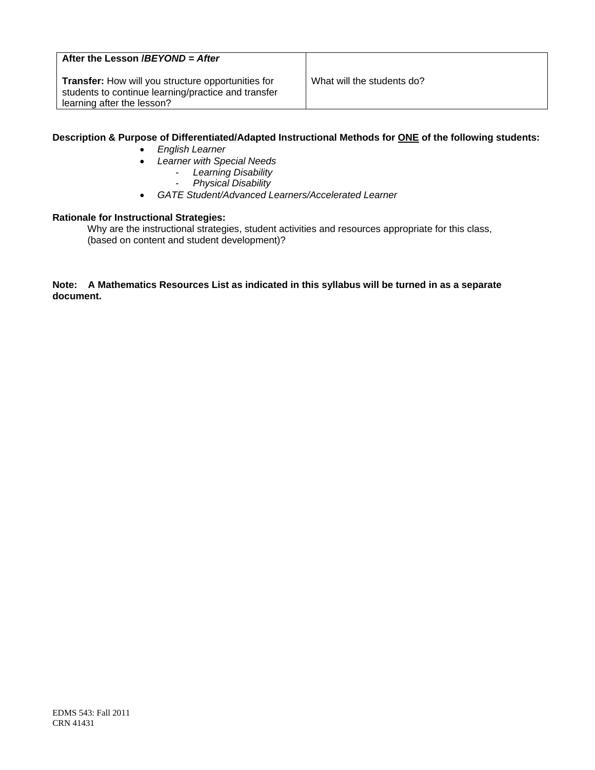| **After the Lesson /*BEYOND = After*** **Transfer:** How will you structure opportunities for students to continue learning/practice and transfer learning after the lesson? | What will the students do? |
| --- | --- |

**Description & Purpose of Differentiated/Adapted Instructional Methods for ONE of the following students:**

- *English Learner*
- *Learner with Special Needs*
  - *Learning Disability*
  - *Physical Disability*
- *GATE Student/Advanced Learners/Accelerated Learner*

**Rationale for Instructional Strategies:**

Why are the instructional strategies, student activities and resources appropriate for this class, (based on content and student development)?

**Note: A Mathematics Resources List as indicated in this syllabus will be turned in as a separate document.**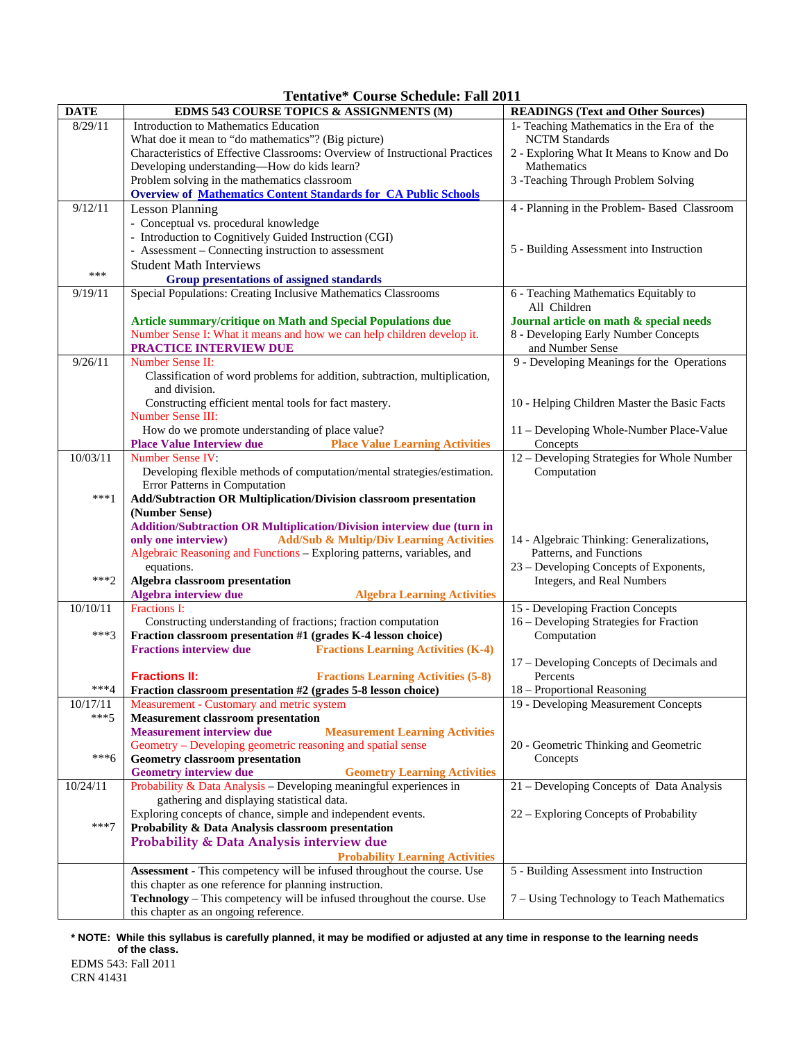## Tentative* Course Schedule: Fall 2011

| DATE | EDMS 543 COURSE TOPICS & ASSIGNMENTS (M) | READINGS (Text and Other Sources) |
|---|---|---|
| 8/29/11 | Introduction to Mathematics Education<br>What doe it mean to "do mathematics"? (Big picture)<br>Characteristics of Effective Classrooms: Overview of Instructional Practices<br>Developing understanding—How do kids learn?<br>Problem solving in the mathematics classroom<br>**Overview of Mathematics Content Standards for CA Public Schools** | 1- Teaching Mathematics in the Era of the NCTM Standards<br>2 - Exploring What It Means to Know and Do Mathematics<br>3 -Teaching Through Problem Solving |
| 9/12/11<br><br>*** | Lesson Planning<br>- Conceptual vs. procedural knowledge<br>- Introduction to Cognitively Guided Instruction (CGI)<br>- Assessment – Connecting instruction to assessment<br>Student Math Interviews<br>**Group presentations of assigned standards** | 4 - Planning in the Problem- Based Classroom<br><br>5 - Building Assessment into Instruction |
| 9/19/11 | Special Populations: Creating Inclusive Mathematics Classrooms<br><br>**Article summary/critique on Math and Special Populations due**<br>Number Sense I: What it means and how we can help children develop it.<br>**PRACTICE INTERVIEW DUE** | 6 - Teaching Mathematics Equitably to All Children<br><br>**Journal article on math & special needs**<br>8 - Developing Early Number Concepts and Number Sense |
| 9/26/11 | Number Sense II:<br>Classification of word problems for addition, subtraction, multiplication, and division.<br>Constructing efficient mental tools for fact mastery.<br>Number Sense III:<br>How do we promote understanding of place value?<br>**Place Value Interview due** **Place Value Learning Activities** | 9 - Developing Meanings for the Operations<br><br>10 - Helping Children Master the Basic Facts<br><br>11 – Developing Whole-Number Place-Value Concepts |
| 10/03/11<br><br>***1<br><br><br><br>***2 | Number Sense IV:<br>Developing flexible methods of computation/mental strategies/estimation.<br>Error Patterns in Computation<br>**Add/Subtraction OR Multiplication/Division classroom presentation (Number Sense)**<br>**Addition/Subtraction OR Multiplication/Division interview due (turn in only one interview)** **Add/Sub & Multip/Div Learning Activities**<br>Algebraic Reasoning and Functions – Exploring patterns, variables, and equations.<br>**Algebra classroom presentation**<br>**Algebra interview due** **Algebra Learning Activities** | 12 – Developing Strategies for Whole Number Computation<br><br><br>14 - Algebraic Thinking: Generalizations, Patterns, and Functions<br>23 – Developing Concepts of Exponents, Integers, and Real Numbers |
| 10/10/11<br><br>***3<br><br><br>***4 | Fractions I:<br>Constructing understanding of fractions; fraction computation<br>**Fraction classroom presentation #1 (grades K-4 lesson choice)**<br>**Fractions interview due** **Fractions Learning Activities (K-4)**<br><br>**Fractions II:** **Fractions Learning Activities (5-8)**<br>**Fraction classroom presentation #2 (grades 5-8 lesson choice)** | 15 - Developing Fraction Concepts<br>16 – Developing Strategies for Fraction Computation<br><br>17 – Developing Concepts of Decimals and Percents<br>18 – Proportional Reasoning |
| 10/17/11<br>***5<br><br><br>***6 | Measurement - Customary and metric system<br>**Measurement classroom presentation**<br>**Measurement interview due** **Measurement Learning Activities**<br>Geometry – Developing geometric reasoning and spatial sense<br>**Geometry classroom presentation**<br>**Geometry interview due** **Geometry Learning Activities** | 19 - Developing Measurement Concepts<br><br><br>20 - Geometric Thinking and Geometric Concepts |
| 10/24/11<br><br><br>***7 | Probability & Data Analysis – Developing meaningful experiences in gathering and displaying statistical data.<br>Exploring concepts of chance, simple and independent events.<br>**Probability & Data Analysis classroom presentation**<br>**Probability & Data Analysis interview due**<br>**Probability Learning Activities** | 21 – Developing Concepts of Data Analysis<br><br>22 – Exploring Concepts of Probability |
| | **Assessment** - This competency will be infused throughout the course. Use this chapter as one reference for planning instruction.<br>**Technology** – This competency will be infused throughout the course. Use this chapter as an ongoing reference. | 5 - Building Assessment into Instruction<br><br>7 – Using Technology to Teach Mathematics |

**\* NOTE: While this syllabus is carefully planned, it may be modified or adjusted at any time in response to the learning needs of the class.**

EDMS 543: Fall 2011
CRN 41431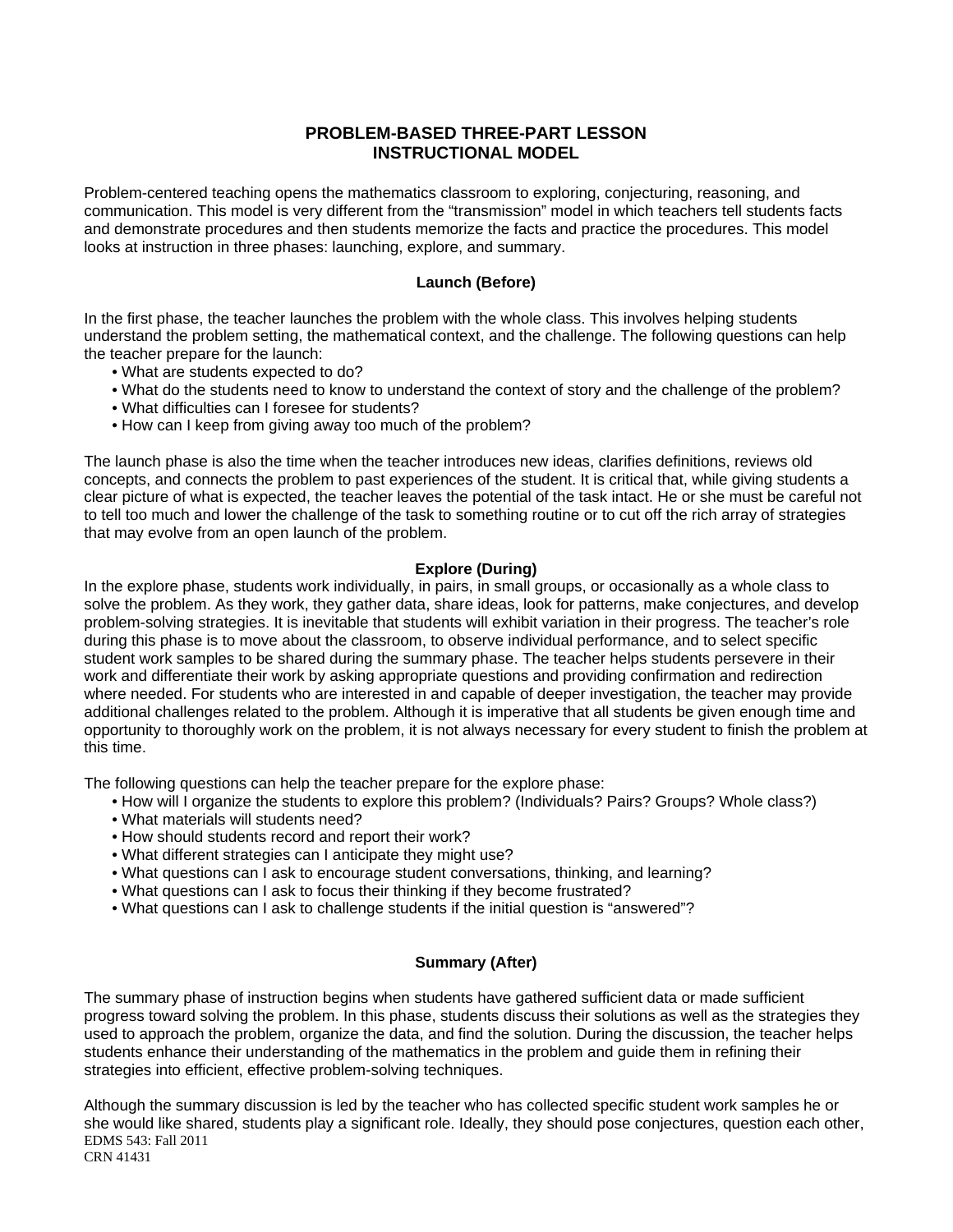# PROBLEM-BASED THREE-PART LESSON INSTRUCTIONAL MODEL

Problem-centered teaching opens the mathematics classroom to exploring, conjecturing, reasoning, and communication. This model is very different from the "transmission" model in which teachers tell students facts and demonstrate procedures and then students memorize the facts and practice the procedures. This model looks at instruction in three phases: launching, explore, and summary.

## Launch (Before)

In the first phase, the teacher launches the problem with the whole class. This involves helping students understand the problem setting, the mathematical context, and the challenge. The following questions can help the teacher prepare for the launch:

- What are students expected to do?
- What do the students need to know to understand the context of story and the challenge of the problem?
- What difficulties can I foresee for students?
- How can I keep from giving away too much of the problem?

The launch phase is also the time when the teacher introduces new ideas, clarifies definitions, reviews old concepts, and connects the problem to past experiences of the student. It is critical that, while giving students a clear picture of what is expected, the teacher leaves the potential of the task intact. He or she must be careful not to tell too much and lower the challenge of the task to something routine or to cut off the rich array of strategies that may evolve from an open launch of the problem.

## Explore (During)

In the explore phase, students work individually, in pairs, in small groups, or occasionally as a whole class to solve the problem. As they work, they gather data, share ideas, look for patterns, make conjectures, and develop problem-solving strategies. It is inevitable that students will exhibit variation in their progress. The teacher's role during this phase is to move about the classroom, to observe individual performance, and to select specific student work samples to be shared during the summary phase. The teacher helps students persevere in their work and differentiate their work by asking appropriate questions and providing confirmation and redirection where needed. For students who are interested in and capable of deeper investigation, the teacher may provide additional challenges related to the problem. Although it is imperative that all students be given enough time and opportunity to thoroughly work on the problem, it is not always necessary for every student to finish the problem at this time.

The following questions can help the teacher prepare for the explore phase:

- How will I organize the students to explore this problem? (Individuals? Pairs? Groups? Whole class?)
- What materials will students need?
- How should students record and report their work?
- What different strategies can I anticipate they might use?
- What questions can I ask to encourage student conversations, thinking, and learning?
- What questions can I ask to focus their thinking if they become frustrated?
- What questions can I ask to challenge students if the initial question is "answered"?

## Summary (After)

The summary phase of instruction begins when students have gathered sufficient data or made sufficient progress toward solving the problem. In this phase, students discuss their solutions as well as the strategies they used to approach the problem, organize the data, and find the solution. During the discussion, the teacher helps students enhance their understanding of the mathematics in the problem and guide them in refining their strategies into efficient, effective problem-solving techniques.

Although the summary discussion is led by the teacher who has collected specific student work samples he or she would like shared, students play a significant role. Ideally, they should pose conjectures, question each other,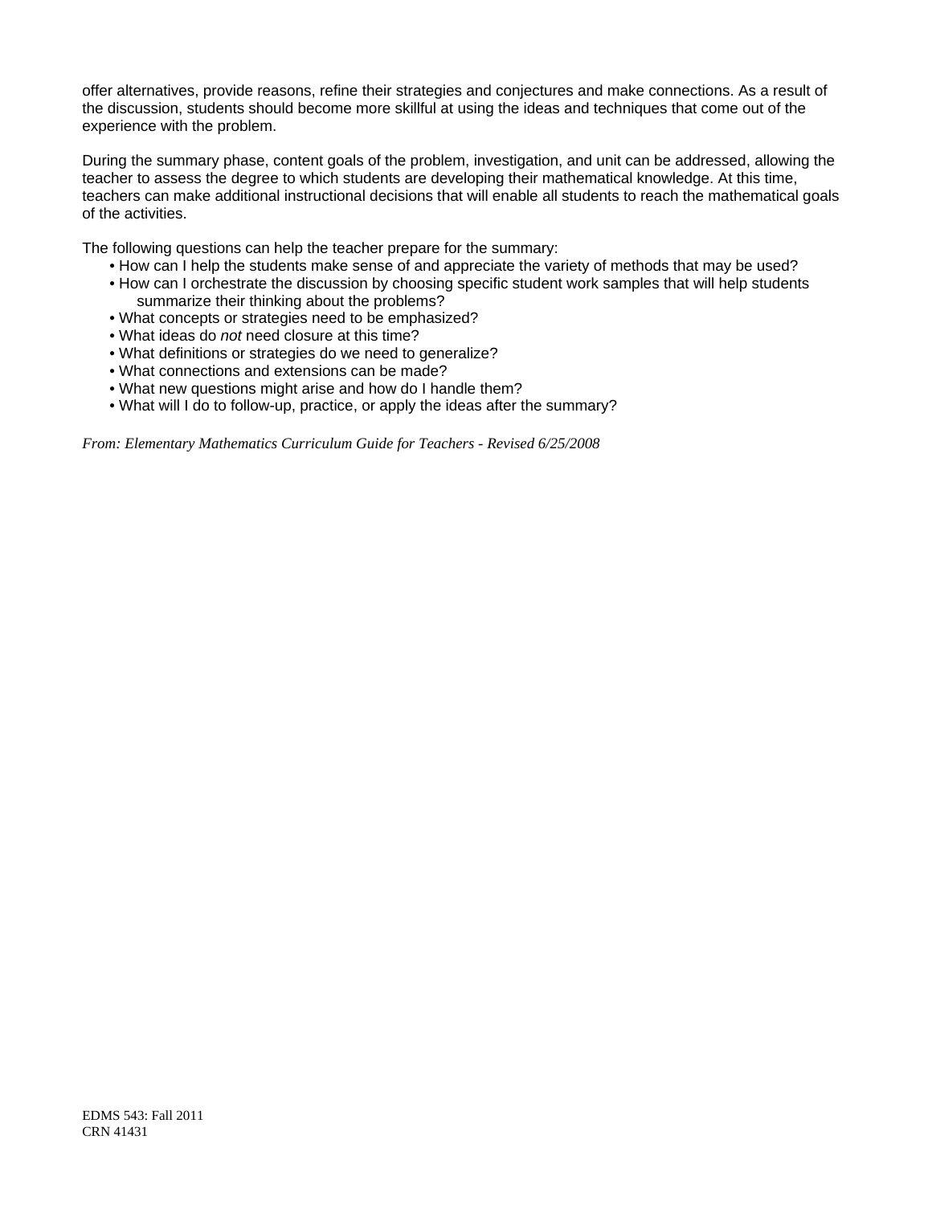offer alternatives, provide reasons, refine their strategies and conjectures and make connections. As a result of the discussion, students should become more skillful at using the ideas and techniques that come out of the experience with the problem.

During the summary phase, content goals of the problem, investigation, and unit can be addressed, allowing the teacher to assess the degree to which students are developing their mathematical knowledge. At this time, teachers can make additional instructional decisions that will enable all students to reach the mathematical goals of the activities.

The following questions can help the teacher prepare for the summary:

- How can I help the students make sense of and appreciate the variety of methods that may be used?
- How can I orchestrate the discussion by choosing specific student work samples that will help students summarize their thinking about the problems?
- What concepts or strategies need to be emphasized?
- What ideas do *not* need closure at this time?
- What definitions or strategies do we need to generalize?
- What connections and extensions can be made?
- What new questions might arise and how do I handle them?
- What will I do to follow-up, practice, or apply the ideas after the summary?

*From: Elementary Mathematics Curriculum Guide for Teachers - Revised 6/25/2008*